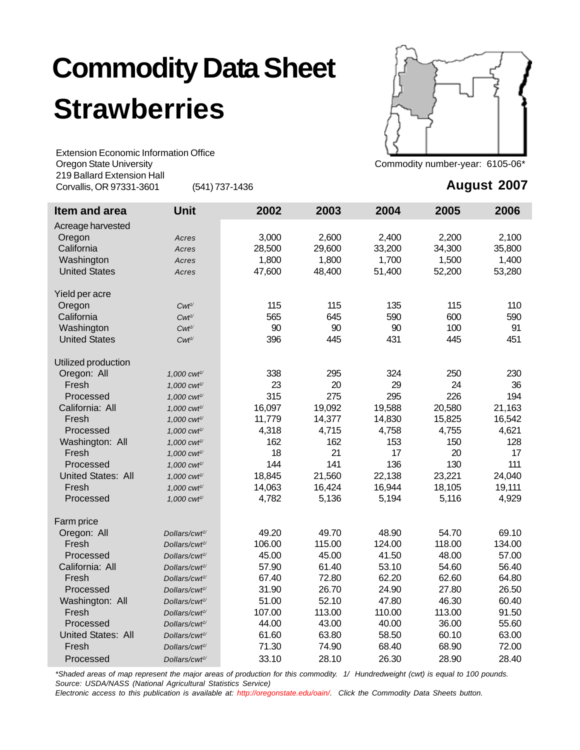# Commodity Data Sheet

# Strawberries

Extension Economic Information Office
Oregon State University
219 Ballard Extension Hall
Corvallis, OR 97331-3601 (541) 737-1436

Commodity number-year: 6105-06*

**August 2007**

| Item and area | Unit | 2002 | 2003 | 2004 | 2005 | 2006 |
|---|---|---|---|---|---|---|
| Acreage harvested | | | | | | |
| Oregon | *Acres* | 3,000 | 2,600 | 2,400 | 2,200 | 2,100 |
| California | *Acres* | 28,500 | 29,600 | 33,200 | 34,300 | 35,800 |
| Washington | *Acres* | 1,800 | 1,800 | 1,700 | 1,500 | 1,400 |
| United States | *Acres* | 47,600 | 48,400 | 51,400 | 52,200 | 53,280 |
| Yield per acre | | | | | | |
| Oregon | *Cwt 1/* | 115 | 115 | 135 | 115 | 110 |
| California | *Cwt 1/* | 565 | 645 | 590 | 600 | 590 |
| Washington | *Cwt 1/* | 90 | 90 | 90 | 100 | 91 |
| United States | *Cwt 1/* | 396 | 445 | 431 | 445 | 451 |
| Utilized production | | | | | | |
| Oregon: All | *1,000 cwt 1/* | 338 | 295 | 324 | 250 | 230 |
| Fresh | *1,000 cwt 1/* | 23 | 20 | 29 | 24 | 36 |
| Processed | *1,000 cwt 1/* | 315 | 275 | 295 | 226 | 194 |
| California: All | *1,000 cwt 1/* | 16,097 | 19,092 | 19,588 | 20,580 | 21,163 |
| Fresh | *1,000 cwt 1/* | 11,779 | 14,377 | 14,830 | 15,825 | 16,542 |
| Processed | *1,000 cwt 1/* | 4,318 | 4,715 | 4,758 | 4,755 | 4,621 |
| Washington: All | *1,000 cwt 1/* | 162 | 162 | 153 | 150 | 128 |
| Fresh | *1,000 cwt 1/* | 18 | 21 | 17 | 20 | 17 |
| Processed | *1,000 cwt 1/* | 144 | 141 | 136 | 130 | 111 |
| United States: All | *1,000 cwt 1/* | 18,845 | 21,560 | 22,138 | 23,221 | 24,040 |
| Fresh | *1,000 cwt 1/* | 14,063 | 16,424 | 16,944 | 18,105 | 19,111 |
| Processed | *1,000 cwt 1/* | 4,782 | 5,136 | 5,194 | 5,116 | 4,929 |
| Farm price | | | | | | |
| Oregon: All | *Dollars/cwt 1/* | 49.20 | 49.70 | 48.90 | 54.70 | 69.10 |
| Fresh | *Dollars/cwt 1/* | 106.00 | 115.00 | 124.00 | 118.00 | 134.00 |
| Processed | *Dollars/cwt 1/* | 45.00 | 45.00 | 41.50 | 48.00 | 57.00 |
| California: All | *Dollars/cwt 1/* | 57.90 | 61.40 | 53.10 | 54.60 | 56.40 |
| Fresh | *Dollars/cwt 1/* | 67.40 | 72.80 | 62.20 | 62.60 | 64.80 |
| Processed | *Dollars/cwt 1/* | 31.90 | 26.70 | 24.90 | 27.80 | 26.50 |
| Washington: All | *Dollars/cwt 1/* | 51.00 | 52.10 | 47.80 | 46.30 | 60.40 |
| Fresh | *Dollars/cwt 1/* | 107.00 | 113.00 | 110.00 | 113.00 | 91.50 |
| Processed | *Dollars/cwt 1/* | 44.00 | 43.00 | 40.00 | 36.00 | 55.60 |
| United States: All | *Dollars/cwt 1/* | 61.60 | 63.80 | 58.50 | 60.10 | 63.00 |
| Fresh | *Dollars/cwt 1/* | 71.30 | 74.90 | 68.40 | 68.90 | 72.00 |
| Processed | *Dollars/cwt 1/* | 33.10 | 28.10 | 26.30 | 28.90 | 28.40 |

*\*Shaded areas of map represent the major areas of production for this commodity. 1/ Hundredweight (cwt) is equal to 100 pounds.*
*Source: USDA/NASS (National Agricultural Statistics Service)*
*Electronic access to this publication is available at: http://oregonstate.edu/oain/. Click the Commodity Data Sheets button.*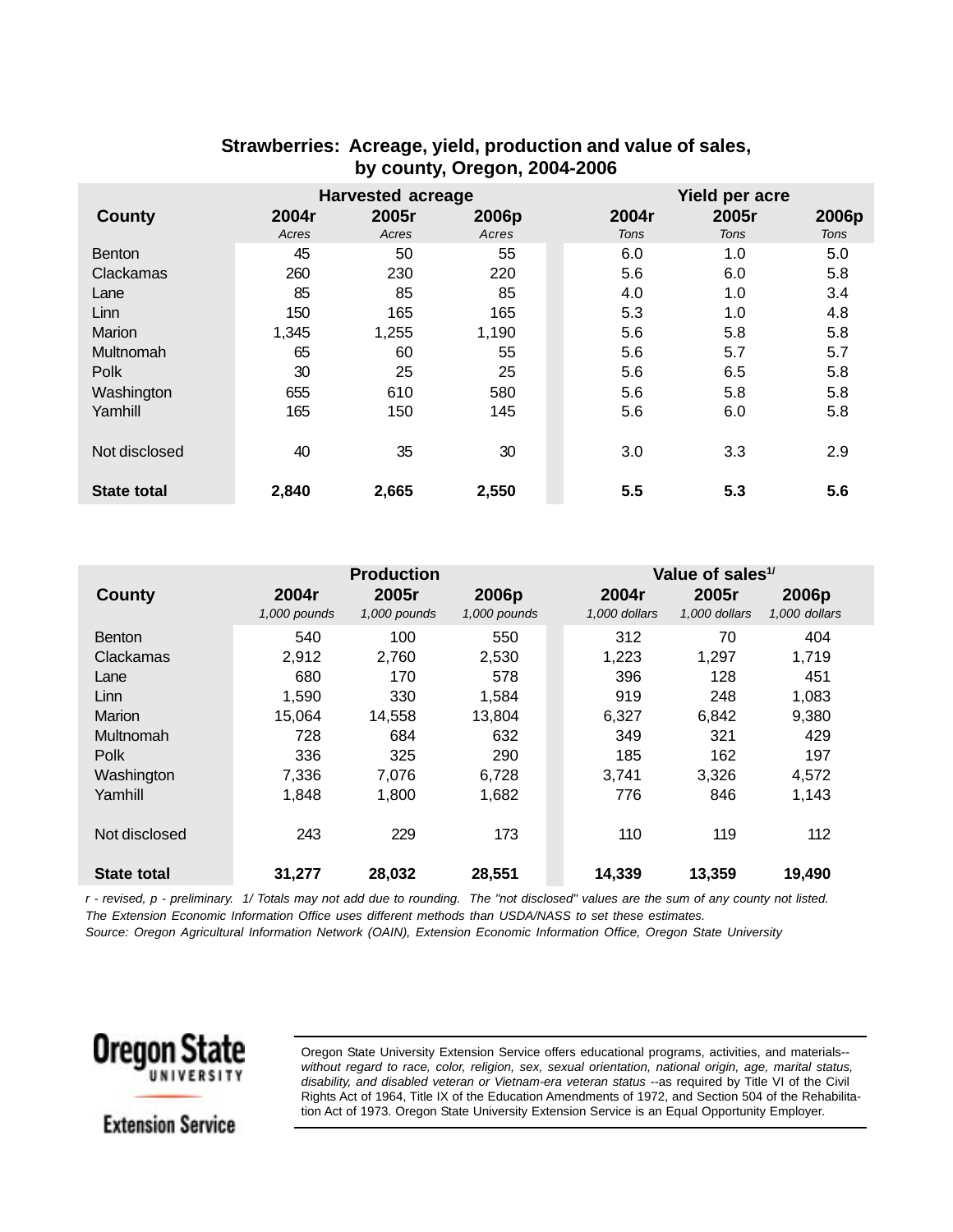## Strawberries: Acreage, yield, production and value of sales, by county, Oregon, 2004-2006

| County | Harvested acreage | | | Yield per acre | | |
|---|---|---|---|---|---|---|
| | 2004r | 2005r | 2006p | 2004r | 2005r | 2006p |
| | *Acres* | *Acres* | *Acres* | *Tons* | *Tons* | *Tons* |
| Benton | 45 | 50 | 55 | 6.0 | 1.0 | 5.0 |
| Clackamas | 260 | 230 | 220 | 5.6 | 6.0 | 5.8 |
| Lane | 85 | 85 | 85 | 4.0 | 1.0 | 3.4 |
| Linn | 150 | 165 | 165 | 5.3 | 1.0 | 4.8 |
| Marion | 1,345 | 1,255 | 1,190 | 5.6 | 5.8 | 5.8 |
| Multnomah | 65 | 60 | 55 | 5.6 | 5.7 | 5.7 |
| Polk | 30 | 25 | 25 | 5.6 | 6.5 | 5.8 |
| Washington | 655 | 610 | 580 | 5.6 | 5.8 | 5.8 |
| Yamhill | 165 | 150 | 145 | 5.6 | 6.0 | 5.8 |
| Not disclosed | 40 | 35 | 30 | 3.0 | 3.3 | 2.9 |
| **State total** | **2,840** | **2,665** | **2,550** | **5.5** | **5.3** | **5.6** |

| County | Production | | | Value of sales[1/] | | |
|---|---|---|---|---|---|---|
| | 2004r | 2005r | 2006p | 2004r | 2005r | 2006p |
| | *1,000 pounds* | *1,000 pounds* | *1,000 pounds* | *1,000 dollars* | *1,000 dollars* | *1,000 dollars* |
| Benton | 540 | 100 | 550 | 312 | 70 | 404 |
| Clackamas | 2,912 | 2,760 | 2,530 | 1,223 | 1,297 | 1,719 |
| Lane | 680 | 170 | 578 | 396 | 128 | 451 |
| Linn | 1,590 | 330 | 1,584 | 919 | 248 | 1,083 |
| Marion | 15,064 | 14,558 | 13,804 | 6,327 | 6,842 | 9,380 |
| Multnomah | 728 | 684 | 632 | 349 | 321 | 429 |
| Polk | 336 | 325 | 290 | 185 | 162 | 197 |
| Washington | 7,336 | 7,076 | 6,728 | 3,741 | 3,326 | 4,572 |
| Yamhill | 1,848 | 1,800 | 1,682 | 776 | 846 | 1,143 |
| Not disclosed | 243 | 229 | 173 | 110 | 119 | 112 |
| **State total** | **31,277** | **28,032** | **28,551** | **14,339** | **13,359** | **19,490** |

*r - revised, p - preliminary. 1/ Totals may not add due to rounding. The "not disclosed" values are the sum of any county not listed. The Extension Economic Information Office uses different methods than USDA/NASS to set these estimates.*
*Source: Oregon Agricultural Information Network (OAIN), Extension Economic Information Office, Oregon State University*

Oregon State University Extension Service

Oregon State University Extension Service offers educational programs, activities, and materials--*without regard to race, color, religion, sex, sexual orientation, national origin, age, marital status, disability, and disabled veteran or Vietnam-era veteran status* --as required by Title VI of the Civil Rights Act of 1964, Title IX of the Education Amendments of 1972, and Section 504 of the Rehabilitation Act of 1973. Oregon State University Extension Service is an Equal Opportunity Employer.